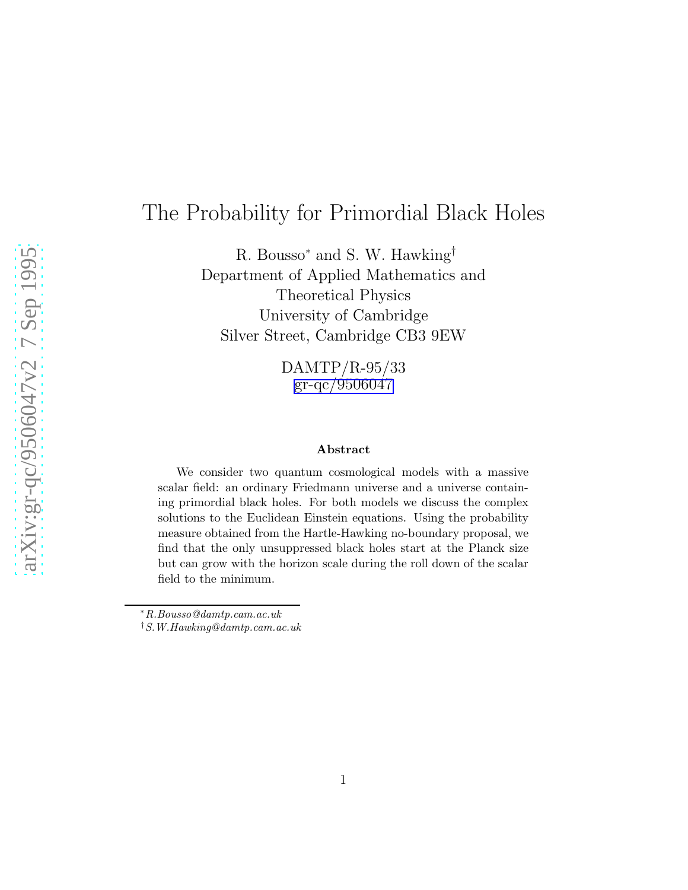# The Probability for Primordial Black Holes

R. Bousso* and S. W. Hawking†
Department of Applied Mathematics and
Theoretical Physics
University of Cambridge
Silver Street, Cambridge CB3 9EW

DAMTP/R-95/33
gr-qc/9506047

### Abstract

We consider two quantum cosmological models with a massive scalar field: an ordinary Friedmann universe and a universe containing primordial black holes. For both models we discuss the complex solutions to the Euclidean Einstein equations. Using the probability measure obtained from the Hartle-Hawking no-boundary proposal, we find that the only unsuppressed black holes start at the Planck size but can grow with the horizon scale during the roll down of the scalar field to the minimum.

---

* *R.Bousso@damtp.cam.ac.uk*
† *S.W.Hawking@damtp.cam.ac.uk*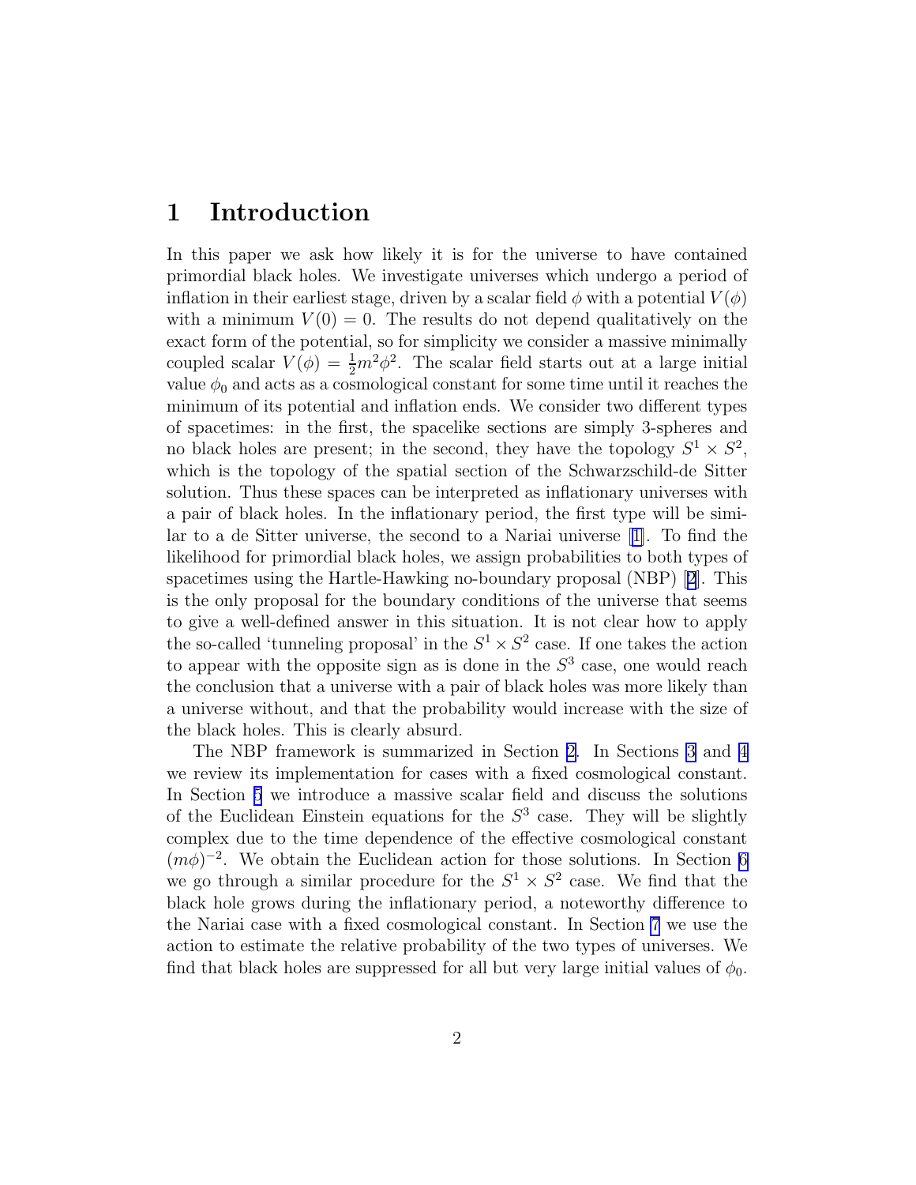# 1 Introduction

In this paper we ask how likely it is for the universe to have contained primordial black holes. We investigate universes which undergo a period of inflation in their earliest stage, driven by a scalar field $\phi$ with a potential $V(\phi)$ with a minimum $V(0) = 0$. The results do not depend qualitatively on the exact form of the potential, so for simplicity we consider a massive minimally coupled scalar $V(\phi) = \frac{1}{2}m^2\phi^2$. The scalar field starts out at a large initial value $\phi_0$ and acts as a cosmological constant for some time until it reaches the minimum of its potential and inflation ends. We consider two different types of spacetimes: in the first, the spacelike sections are simply 3-spheres and no black holes are present; in the second, they have the topology $S^1 \times S^2$, which is the topology of the spatial section of the Schwarzschild-de Sitter solution. Thus these spaces can be interpreted as inflationary universes with a pair of black holes. In the inflationary period, the first type will be similar to a de Sitter universe, the second to a Nariai universe [1]. To find the likelihood for primordial black holes, we assign probabilities to both types of spacetimes using the Hartle-Hawking no-boundary proposal (NBP) [2]. This is the only proposal for the boundary conditions of the universe that seems to give a well-defined answer in this situation. It is not clear how to apply the so-called 'tunneling proposal' in the $S^1 \times S^2$ case. If one takes the action to appear with the opposite sign as is done in the $S^3$ case, one would reach the conclusion that a universe with a pair of black holes was more likely than a universe without, and that the probability would increase with the size of the black holes. This is clearly absurd.

The NBP framework is summarized in Section 2. In Sections 3 and 4 we review its implementation for cases with a fixed cosmological constant. In Section 5 we introduce a massive scalar field and discuss the solutions of the Euclidean Einstein equations for the $S^3$ case. They will be slightly complex due to the time dependence of the effective cosmological constant $(m\phi)^{-2}$. We obtain the Euclidean action for those solutions. In Section 6 we go through a similar procedure for the $S^1 \times S^2$ case. We find that the black hole grows during the inflationary period, a noteworthy difference to the Nariai case with a fixed cosmological constant. In Section 7 we use the action to estimate the relative probability of the two types of universes. We find that black holes are suppressed for all but very large initial values of $\phi_0$.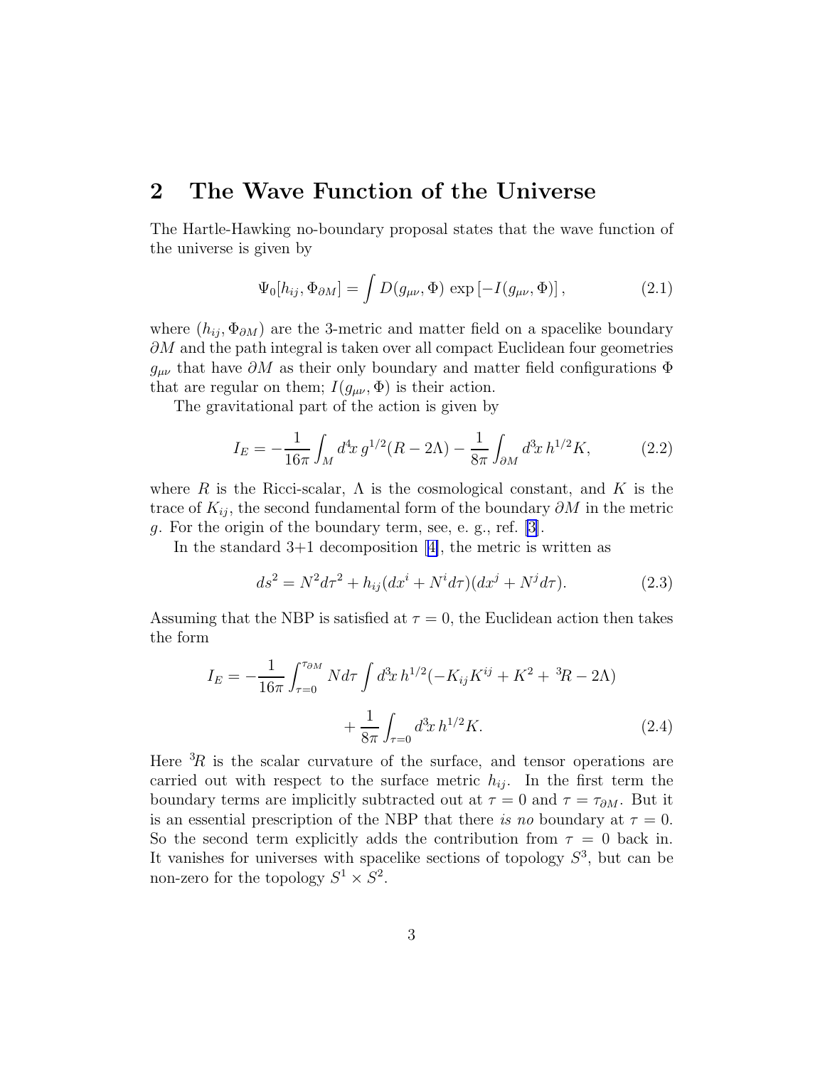## 2 The Wave Function of the Universe

The Hartle-Hawking no-boundary proposal states that the wave function of the universe is given by

$$\Psi_0[h_{ij}, \Phi_{\partial M}] = \int D(g_{\mu\nu}, \Phi) \exp\left[-I(g_{\mu\nu}, \Phi)\right], \tag{2.1}$$

where $(h_{ij}, \Phi_{\partial M})$ are the 3-metric and matter field on a spacelike boundary $\partial M$ and the path integral is taken over all compact Euclidean four geometries $g_{\mu\nu}$ that have $\partial M$ as their only boundary and matter field configurations $\Phi$ that are regular on them; $I(g_{\mu\nu}, \Phi)$ is their action.

The gravitational part of the action is given by

$$I_E = -\frac{1}{16\pi}\int_M d^4x\, g^{1/2}(R - 2\Lambda) - \frac{1}{8\pi}\int_{\partial M} d^3x\, h^{1/2} K, \tag{2.2}$$

where $R$ is the Ricci-scalar, $\Lambda$ is the cosmological constant, and $K$ is the trace of $K_{ij}$, the second fundamental form of the boundary $\partial M$ in the metric $g$. For the origin of the boundary term, see, e. g., ref. [3].

In the standard 3+1 decomposition [4], the metric is written as

$$ds^2 = N^2 d\tau^2 + h_{ij}(dx^i + N^i d\tau)(dx^j + N^j d\tau). \tag{2.3}$$

Assuming that the NBP is satisfied at $\tau = 0$, the Euclidean action then takes the form

$$I_E = -\frac{1}{16\pi}\int_{\tau=0}^{\tau_{\partial M}} N d\tau \int d^3x\, h^{1/2}(-K_{ij}K^{ij} + K^2 + {}^3R - 2\Lambda) + \frac{1}{8\pi}\int_{\tau=0} d^3x\, h^{1/2} K. \tag{2.4}$$

Here ${}^3R$ is the scalar curvature of the surface, and tensor operations are carried out with respect to the surface metric $h_{ij}$. In the first term the boundary terms are implicitly subtracted out at $\tau = 0$ and $\tau = \tau_{\partial M}$. But it is an essential prescription of the NBP that there *is no* boundary at $\tau = 0$. So the second term explicitly adds the contribution from $\tau = 0$ back in. It vanishes for universes with spacelike sections of topology $S^3$, but can be non-zero for the topology $S^1 \times S^2$.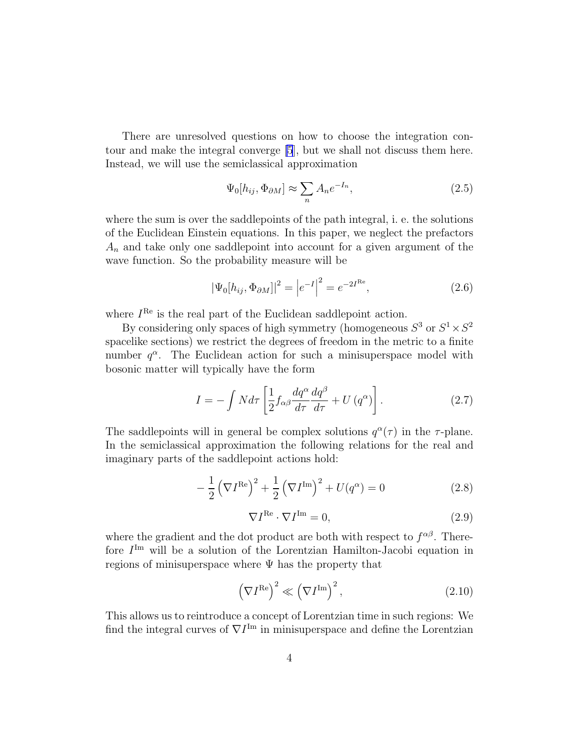There are unresolved questions on how to choose the integration contour and make the integral converge [5], but we shall not discuss them here. Instead, we will use the semiclassical approximation

$$\Psi_0[h_{ij}, \Phi_{\partial M}] \approx \sum_n A_n e^{-I_n}, \tag{2.5}$$

where the sum is over the saddlepoints of the path integral, i. e. the solutions of the Euclidean Einstein equations. In this paper, we neglect the prefactors $A_n$ and take only one saddlepoint into account for a given argument of the wave function. So the probability measure will be

$$|\Psi_0[h_{ij}, \Phi_{\partial M}]|^2 = \left|e^{-I}\right|^2 = e^{-2I^{\mathrm{Re}}}, \tag{2.6}$$

where $I^{\mathrm{Re}}$ is the real part of the Euclidean saddlepoint action.

By considering only spaces of high symmetry (homogeneous $S^3$ or $S^1 \times S^2$ spacelike sections) we restrict the degrees of freedom in the metric to a finite number $q^\alpha$. The Euclidean action for such a minisuperspace model with bosonic matter will typically have the form

$$I = -\int N d\tau \left[\frac{1}{2} f_{\alpha\beta} \frac{dq^\alpha}{d\tau} \frac{dq^\beta}{d\tau} + U\left(q^\alpha\right)\right]. \tag{2.7}$$

The saddlepoints will in general be complex solutions $q^\alpha(\tau)$ in the $\tau$-plane. In the semiclassical approximation the following relations for the real and imaginary parts of the saddlepoint actions hold:

$$-\frac{1}{2}\left(\nabla I^{\mathrm{Re}}\right)^2 + \frac{1}{2}\left(\nabla I^{\mathrm{Im}}\right)^2 + U(q^\alpha) = 0 \tag{2.8}$$

$$\nabla I^{\mathrm{Re}} \cdot \nabla I^{\mathrm{Im}} = 0, \tag{2.9}$$

where the gradient and the dot product are both with respect to $f^{\alpha\beta}$. Therefore $I^{\mathrm{Im}}$ will be a solution of the Lorentzian Hamilton-Jacobi equation in regions of minisuperspace where $\Psi$ has the property that

$$\left(\nabla I^{\mathrm{Re}}\right)^2 \ll \left(\nabla I^{\mathrm{Im}}\right)^2, \tag{2.10}$$

This allows us to reintroduce a concept of Lorentzian time in such regions: We find the integral curves of $\nabla I^{\mathrm{Im}}$ in minisuperspace and define the Lorentzian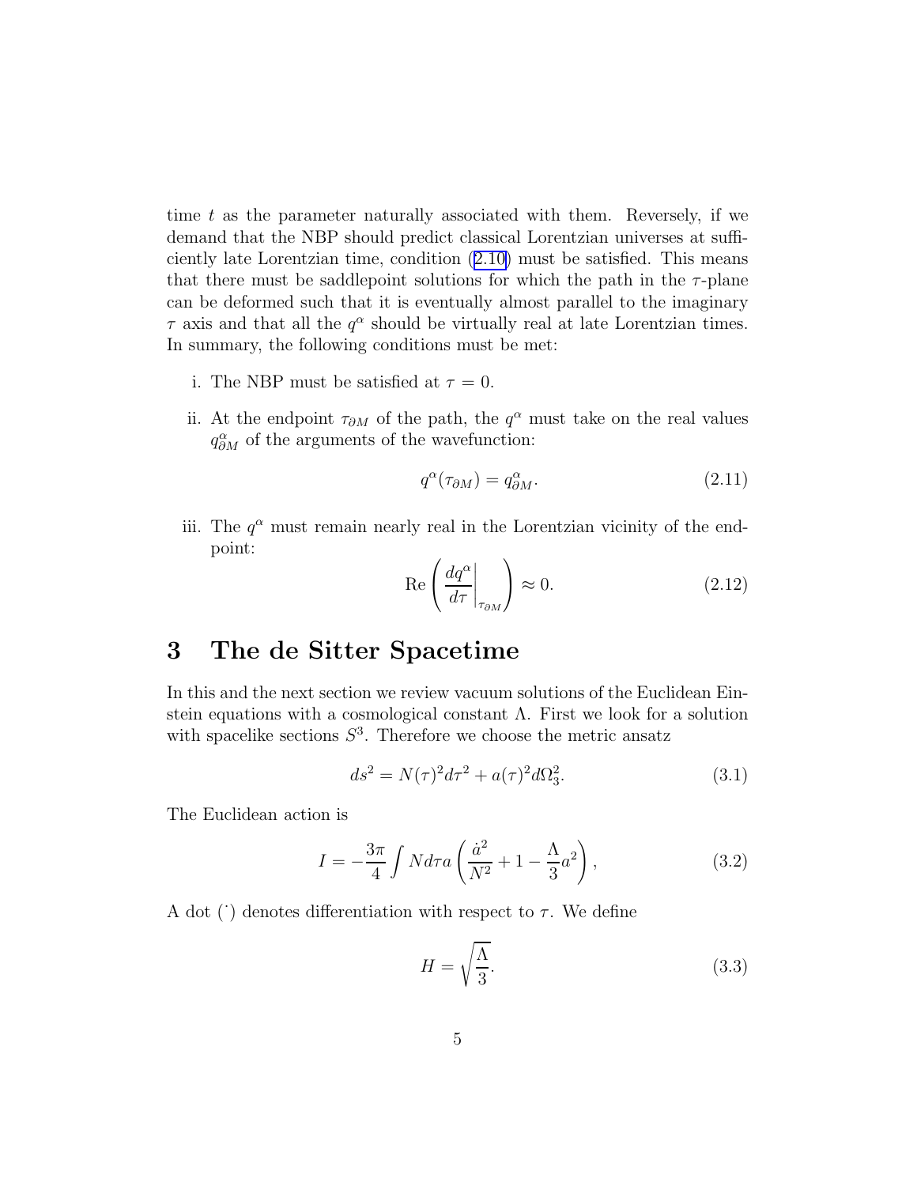time $t$ as the parameter naturally associated with them. Reversely, if we demand that the NBP should predict classical Lorentzian universes at sufficiently late Lorentzian time, condition (2.10) must be satisfied. This means that there must be saddlepoint solutions for which the path in the $\tau$-plane can be deformed such that it is eventually almost parallel to the imaginary $\tau$ axis and that all the $q^\alpha$ should be virtually real at late Lorentzian times. In summary, the following conditions must be met:

i. The NBP must be satisfied at $\tau = 0$.

ii. At the endpoint $\tau_{\partial M}$ of the path, the $q^\alpha$ must take on the real values $q^\alpha_{\partial M}$ of the arguments of the wavefunction:

$$q^\alpha(\tau_{\partial M}) = q^\alpha_{\partial M}. \tag{2.11}$$

iii. The $q^\alpha$ must remain nearly real in the Lorentzian vicinity of the endpoint:

$$\mathrm{Re}\left( \left. \frac{dq^\alpha}{d\tau} \right|_{\tau_{\partial M}} \right) \approx 0. \tag{2.12}$$

# 3 The de Sitter Spacetime

In this and the next section we review vacuum solutions of the Euclidean Einstein equations with a cosmological constant $\Lambda$. First we look for a solution with spacelike sections $S^3$. Therefore we choose the metric ansatz

$$ds^2 = N(\tau)^2 d\tau^2 + a(\tau)^2 d\Omega_3^2. \tag{3.1}$$

The Euclidean action is

$$I = -\frac{3\pi}{4} \int N d\tau a \left( \frac{\dot{a}^2}{N^2} + 1 - \frac{\Lambda}{3} a^2 \right), \tag{3.2}$$

A dot ($\dot{}$) denotes differentiation with respect to $\tau$. We define

$$H = \sqrt{\frac{\Lambda}{3}}. \tag{3.3}$$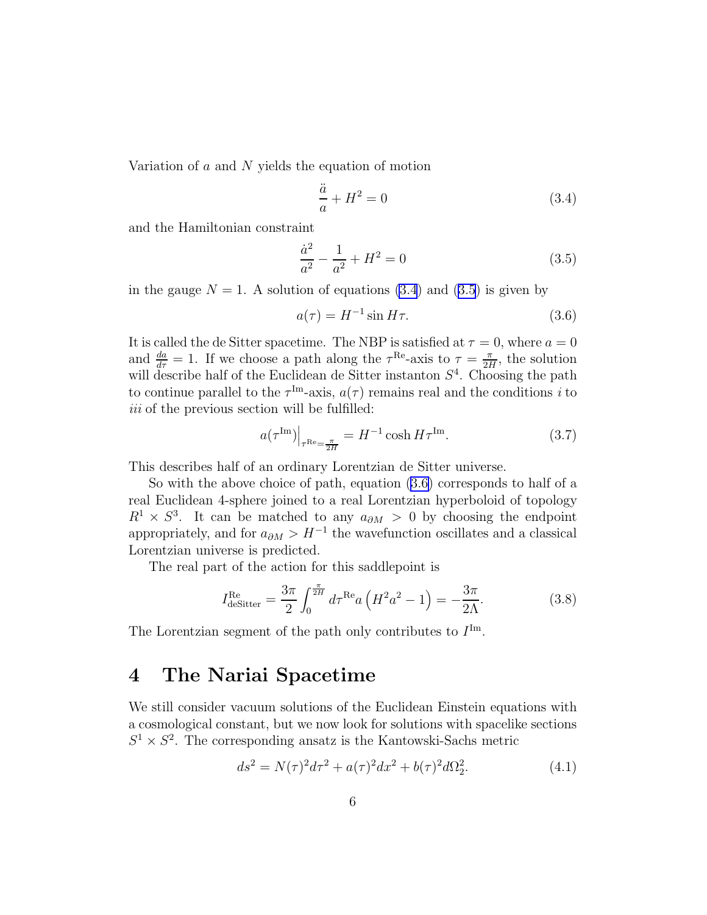Variation of $a$ and $N$ yields the equation of motion

$$\frac{\ddot{a}}{a} + H^2 = 0 \tag{3.4}$$

and the Hamiltonian constraint

$$\frac{\dot{a}^2}{a^2} - \frac{1}{a^2} + H^2 = 0 \tag{3.5}$$

in the gauge $N = 1$. A solution of equations (3.4) and (3.5) is given by

$$a(\tau) = H^{-1} \sin H\tau. \tag{3.6}$$

It is called the de Sitter spacetime. The NBP is satisfied at $\tau = 0$, where $a = 0$ and $\frac{da}{d\tau} = 1$. If we choose a path along the $\tau^{\text{Re}}$-axis to $\tau = \frac{\pi}{2H}$, the solution will describe half of the Euclidean de Sitter instanton $S^4$. Choosing the path to continue parallel to the $\tau^{\text{Im}}$-axis, $a(\tau)$ remains real and the conditions *i* to *iii* of the previous section will be fulfilled:

$$a(\tau^{\text{Im}})\Big|_{\tau^{\text{Re}}=\frac{\pi}{2H}} = H^{-1} \cosh H\tau^{\text{Im}}. \tag{3.7}$$

This describes half of an ordinary Lorentzian de Sitter universe.

So with the above choice of path, equation (3.6) corresponds to half of a real Euclidean 4-sphere joined to a real Lorentzian hyperboloid of topology $R^1 \times S^3$. It can be matched to any $a_{\partial M} > 0$ by choosing the endpoint appropriately, and for $a_{\partial M} > H^{-1}$ the wavefunction oscillates and a classical Lorentzian universe is predicted.

The real part of the action for this saddlepoint is

$$I^{\text{Re}}_{\text{deSitter}} = \frac{3\pi}{2} \int_0^{\frac{\pi}{2H}} d\tau^{\text{Re}} a \left(H^2 a^2 - 1\right) = -\frac{3\pi}{2\Lambda}. \tag{3.8}$$

The Lorentzian segment of the path only contributes to $I^{\text{Im}}$.

# 4 The Nariai Spacetime

We still consider vacuum solutions of the Euclidean Einstein equations with a cosmological constant, but we now look for solutions with spacelike sections $S^1 \times S^2$. The corresponding ansatz is the Kantowski-Sachs metric

$$ds^2 = N(\tau)^2 d\tau^2 + a(\tau)^2 dx^2 + b(\tau)^2 d\Omega_2^2. \tag{4.1}$$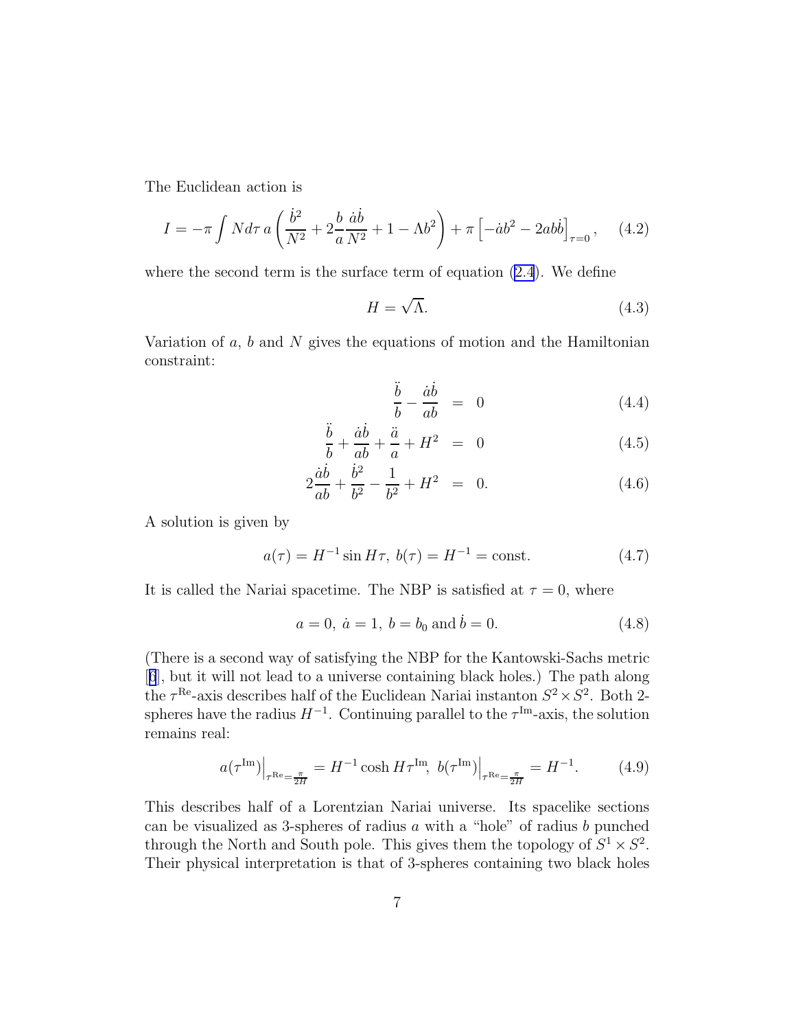The Euclidean action is

$$I = -\pi \int N d\tau \, a \left( \frac{\dot{b}^2}{N^2} + 2\frac{b}{a}\frac{\dot{a}\dot{b}}{N^2} + 1 - \Lambda b^2 \right) + \pi \left[ -\dot{a}b^2 - 2ab\dot{b} \right]_{\tau=0}, \quad (4.2)$$

where the second term is the surface term of equation (2.4). We define

$$H = \sqrt{\Lambda}. \quad (4.3)$$

Variation of $a$, $b$ and $N$ gives the equations of motion and the Hamiltonian constraint:

$$\frac{\ddot{b}}{b} - \frac{\dot{a}\dot{b}}{ab} = 0 \quad (4.4)$$

$$\frac{\ddot{b}}{b} + \frac{\dot{a}\dot{b}}{ab} + \frac{\ddot{a}}{a} + H^2 = 0 \quad (4.5)$$

$$2\frac{\dot{a}\dot{b}}{ab} + \frac{\dot{b}^2}{b^2} - \frac{1}{b^2} + H^2 = 0. \quad (4.6)$$

A solution is given by

$$a(\tau) = H^{-1} \sin H\tau, \; b(\tau) = H^{-1} = \text{const.} \quad (4.7)$$

It is called the Nariai spacetime. The NBP is satisfied at $\tau = 0$, where

$$a = 0, \; \dot{a} = 1, \; b = b_0 \text{ and } \dot{b} = 0. \quad (4.8)$$

(There is a second way of satisfying the NBP for the Kantowski-Sachs metric [6], but it will not lead to a universe containing black holes.) The path along the $\tau^{\mathrm{Re}}$-axis describes half of the Euclidean Nariai instanton $S^2 \times S^2$. Both 2-spheres have the radius $H^{-1}$. Continuing parallel to the $\tau^{\mathrm{Im}}$-axis, the solution remains real:

$$a(\tau^{\mathrm{Im}})\Big|_{\tau^{\mathrm{Re}}=\frac{\pi}{2H}} = H^{-1} \cosh H\tau^{\mathrm{Im}}, \; b(\tau^{\mathrm{Im}})\Big|_{\tau^{\mathrm{Re}}=\frac{\pi}{2H}} = H^{-1}. \quad (4.9)$$

This describes half of a Lorentzian Nariai universe. Its spacelike sections can be visualized as 3-spheres of radius $a$ with a "hole" of radius $b$ punched through the North and South pole. This gives them the topology of $S^1 \times S^2$. Their physical interpretation is that of 3-spheres containing two black holes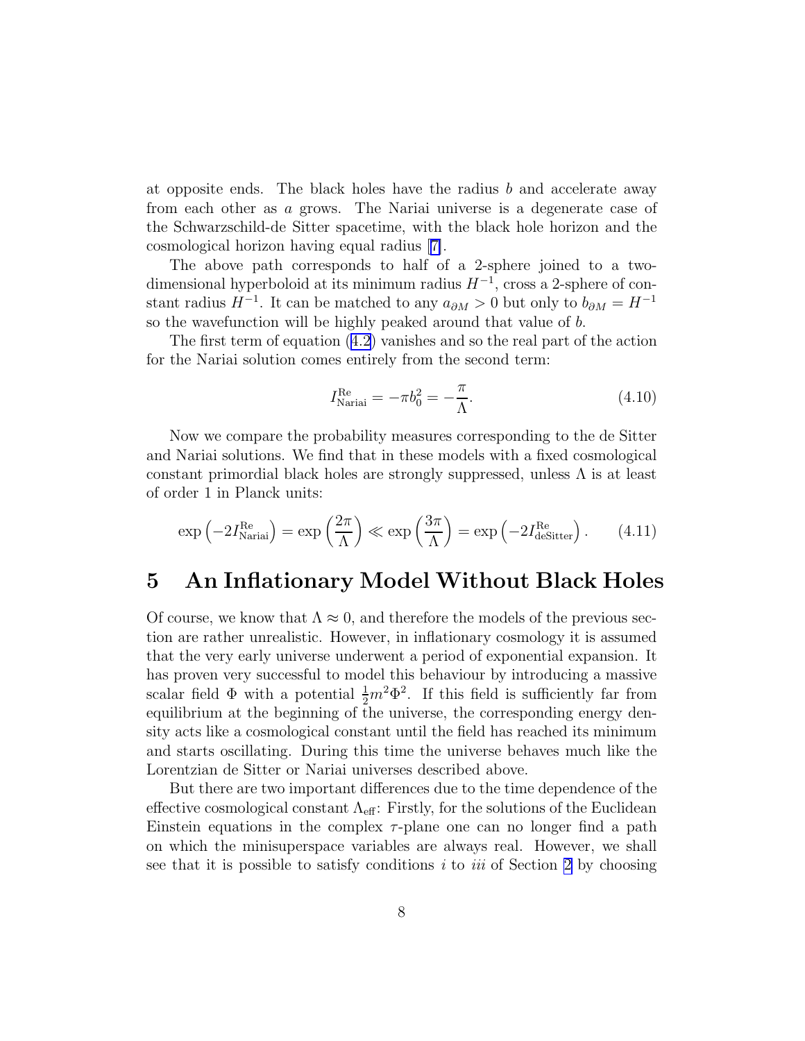at opposite ends. The black holes have the radius $b$ and accelerate away from each other as $a$ grows. The Nariai universe is a degenerate case of the Schwarzschild-de Sitter spacetime, with the black hole horizon and the cosmological horizon having equal radius [7].

The above path corresponds to half of a 2-sphere joined to a two-dimensional hyperboloid at its minimum radius $H^{-1}$, cross a 2-sphere of constant radius $H^{-1}$. It can be matched to any $a_{\partial M} > 0$ but only to $b_{\partial M} = H^{-1}$ so the wavefunction will be highly peaked around that value of $b$.

The first term of equation (4.2) vanishes and so the real part of the action for the Nariai solution comes entirely from the second term:

$$I^{\mathrm{Re}}_{\mathrm{Nariai}} = -\pi b_0^2 = -\frac{\pi}{\Lambda}. \tag{4.10}$$

Now we compare the probability measures corresponding to the de Sitter and Nariai solutions. We find that in these models with a fixed cosmological constant primordial black holes are strongly suppressed, unless $\Lambda$ is at least of order 1 in Planck units:

$$\exp\left(-2I^{\mathrm{Re}}_{\mathrm{Nariai}}\right) = \exp\left(\frac{2\pi}{\Lambda}\right) \ll \exp\left(\frac{3\pi}{\Lambda}\right) = \exp\left(-2I^{\mathrm{Re}}_{\mathrm{deSitter}}\right). \tag{4.11}$$

# 5 An Inflationary Model Without Black Holes

Of course, we know that $\Lambda \approx 0$, and therefore the models of the previous section are rather unrealistic. However, in inflationary cosmology it is assumed that the very early universe underwent a period of exponential expansion. It has proven very successful to model this behaviour by introducing a massive scalar field $\Phi$ with a potential $\frac{1}{2}m^2\Phi^2$. If this field is sufficiently far from equilibrium at the beginning of the universe, the corresponding energy density acts like a cosmological constant until the field has reached its minimum and starts oscillating. During this time the universe behaves much like the Lorentzian de Sitter or Nariai universes described above.

But there are two important differences due to the time dependence of the effective cosmological constant $\Lambda_{\mathrm{eff}}$: Firstly, for the solutions of the Euclidean Einstein equations in the complex $\tau$-plane one can no longer find a path on which the minisuperspace variables are always real. However, we shall see that it is possible to satisfy conditions *i* to *iii* of Section 2 by choosing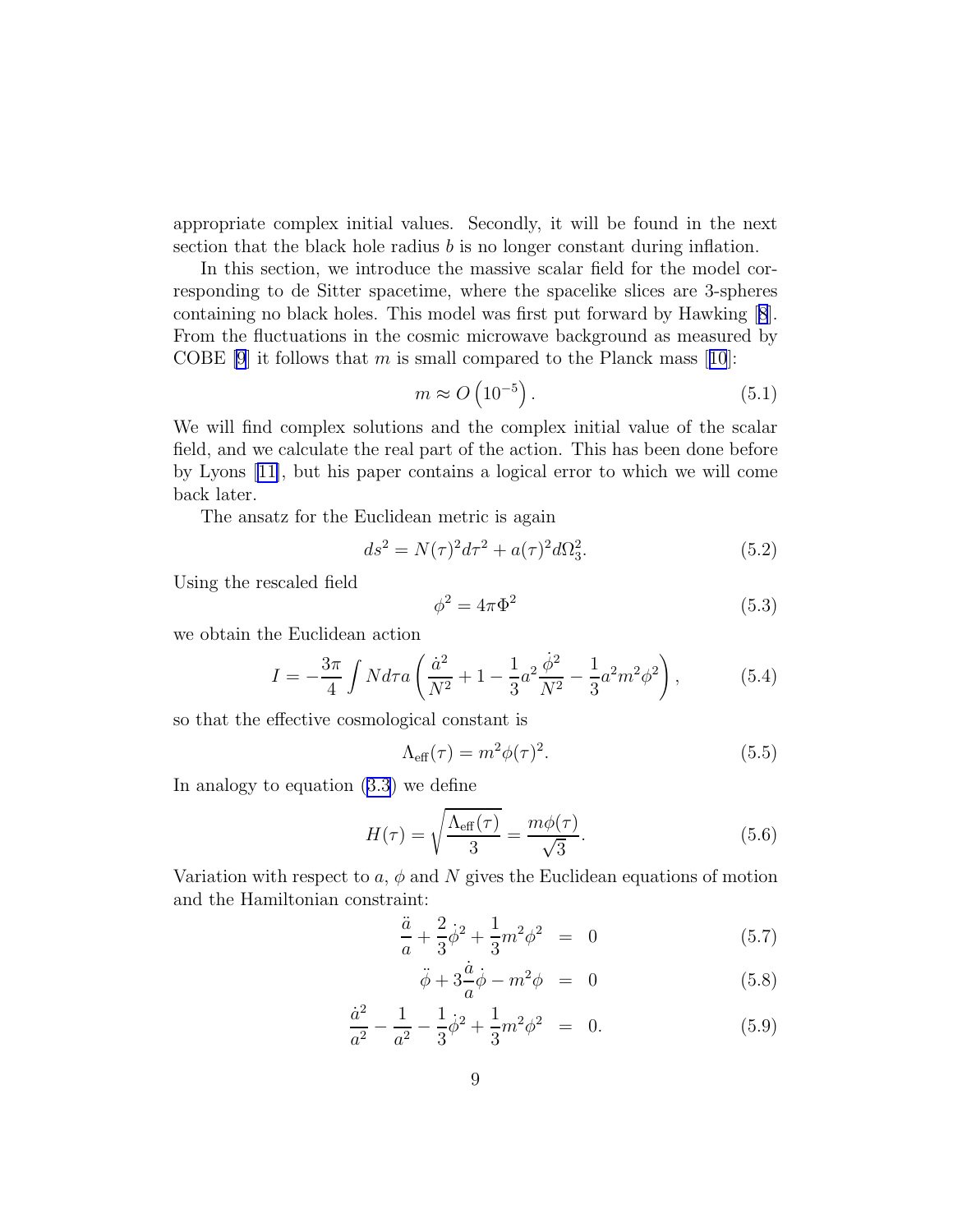appropriate complex initial values. Secondly, it will be found in the next section that the black hole radius $b$ is no longer constant during inflation.

In this section, we introduce the massive scalar field for the model corresponding to de Sitter spacetime, where the spacelike slices are 3-spheres containing no black holes. This model was first put forward by Hawking [8]. From the fluctuations in the cosmic microwave background as measured by COBE [9] it follows that $m$ is small compared to the Planck mass [10]:

$$m \approx O\left(10^{-5}\right). \tag{5.1}$$

We will find complex solutions and the complex initial value of the scalar field, and we calculate the real part of the action. This has been done before by Lyons [11], but his paper contains a logical error to which we will come back later.

The ansatz for the Euclidean metric is again

$$ds^2 = N(\tau)^2 d\tau^2 + a(\tau)^2 d\Omega_3^2. \tag{5.2}$$

Using the rescaled field

$$\phi^2 = 4\pi\Phi^2 \tag{5.3}$$

we obtain the Euclidean action

$$I = -\frac{3\pi}{4}\int N d\tau a\left(\frac{\dot{a}^2}{N^2} + 1 - \frac{1}{3}a^2\frac{\dot{\phi}^2}{N^2} - \frac{1}{3}a^2 m^2\phi^2\right), \tag{5.4}$$

so that the effective cosmological constant is

$$\Lambda_{\text{eff}}(\tau) = m^2\phi(\tau)^2. \tag{5.5}$$

In analogy to equation (3.3) we define

$$H(\tau) = \sqrt{\frac{\Lambda_{\text{eff}}(\tau)}{3}} = \frac{m\phi(\tau)}{\sqrt{3}}. \tag{5.6}$$

Variation with respect to $a$, $\phi$ and $N$ gives the Euclidean equations of motion and the Hamiltonian constraint:

$$\frac{\ddot{a}}{a} + \frac{2}{3}\dot{\phi}^2 + \frac{1}{3}m^2\phi^2 = 0 \tag{5.7}$$

$$\ddot{\phi} + 3\frac{\dot{a}}{a}\dot{\phi} - m^2\phi = 0 \tag{5.8}$$

$$\frac{\dot{a}^2}{a^2} - \frac{1}{a^2} - \frac{1}{3}\dot{\phi}^2 + \frac{1}{3}m^2\phi^2 = 0. \tag{5.9}$$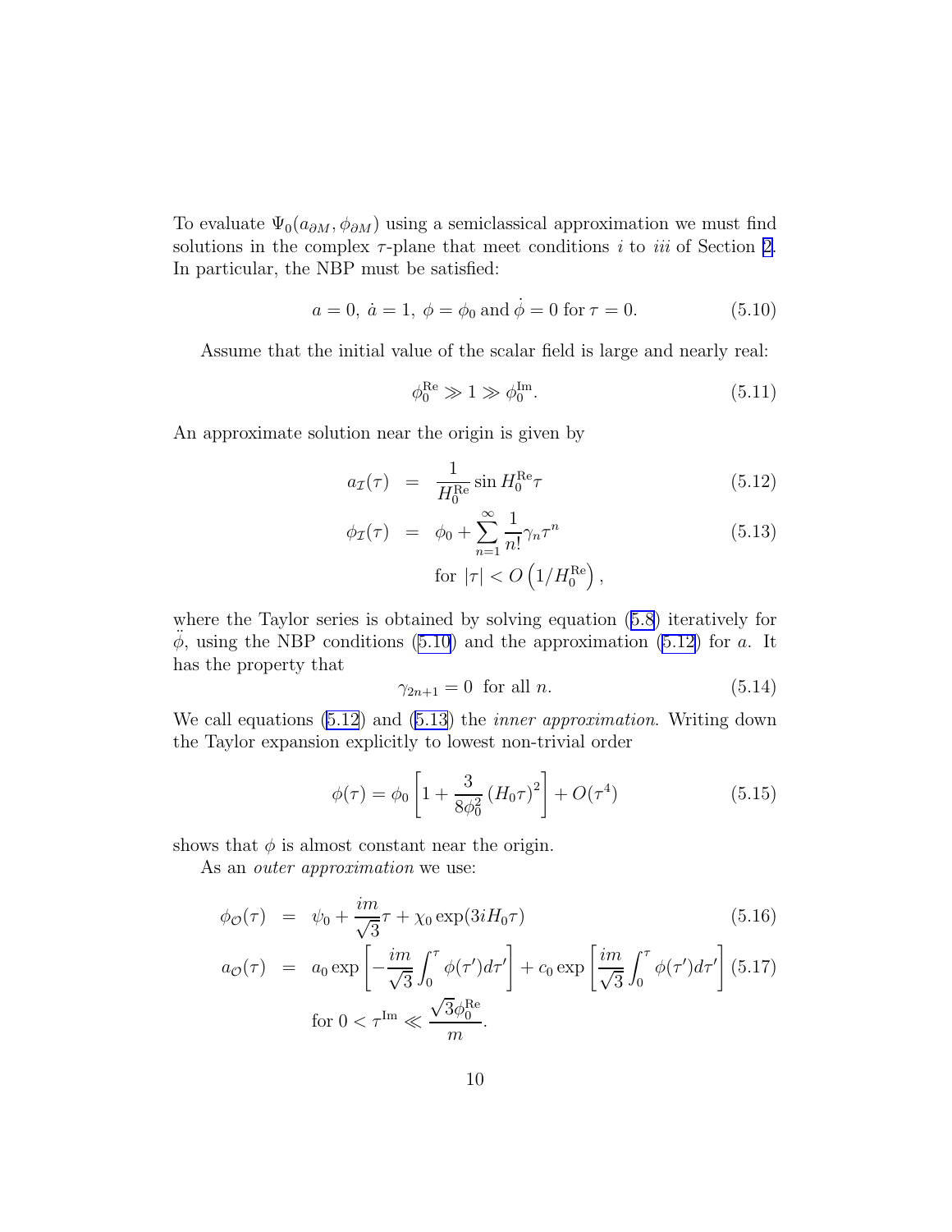To evaluate $\Psi_0(a_{\partial M}, \phi_{\partial M})$ using a semiclassical approximation we must find solutions in the complex $\tau$-plane that meet conditions *i* to *iii* of Section 2. In particular, the NBP must be satisfied:

$$a = 0,\ \dot{a} = 1,\ \phi = \phi_0 \text{ and } \dot{\phi} = 0 \text{ for } \tau = 0. \tag{5.10}$$

Assume that the initial value of the scalar field is large and nearly real:

$$\phi_0^{\mathrm{Re}} \gg 1 \gg \phi_0^{\mathrm{Im}}. \tag{5.11}$$

An approximate solution near the origin is given by

$$a_{\mathcal{I}}(\tau) = \frac{1}{H_0^{\mathrm{Re}}} \sin H_0^{\mathrm{Re}} \tau \tag{5.12}$$

$$\phi_{\mathcal{I}}(\tau) = \phi_0 + \sum_{n=1}^{\infty} \frac{1}{n!} \gamma_n \tau^n \tag{5.13}$$

$$\text{for } |\tau| < O\left(1/H_0^{\mathrm{Re}}\right),$$

where the Taylor series is obtained by solving equation (5.8) iteratively for $\ddot{\phi}$, using the NBP conditions (5.10) and the approximation (5.12) for $a$. It has the property that

$$\gamma_{2n+1} = 0 \text{ for all } n. \tag{5.14}$$

We call equations (5.12) and (5.13) the *inner approximation*. Writing down the Taylor expansion explicitly to lowest non-trivial order

$$\phi(\tau) = \phi_0 \left[ 1 + \frac{3}{8\phi_0^2} \left(H_0 \tau\right)^2 \right] + O(\tau^4) \tag{5.15}$$

shows that $\phi$ is almost constant near the origin.

As an *outer approximation* we use:

$$\phi_{\mathcal{O}}(\tau) = \psi_0 + \frac{im}{\sqrt{3}} \tau + \chi_0 \exp(3iH_0\tau) \tag{5.16}$$

$$a_{\mathcal{O}}(\tau) = a_0 \exp\left[ -\frac{im}{\sqrt{3}} \int_0^\tau \phi(\tau') d\tau' \right] + c_0 \exp\left[ \frac{im}{\sqrt{3}} \int_0^\tau \phi(\tau') d\tau' \right] \tag{5.17}$$

$$\text{for } 0 < \tau^{\mathrm{Im}} \ll \frac{\sqrt{3}\phi_0^{\mathrm{Re}}}{m}.$$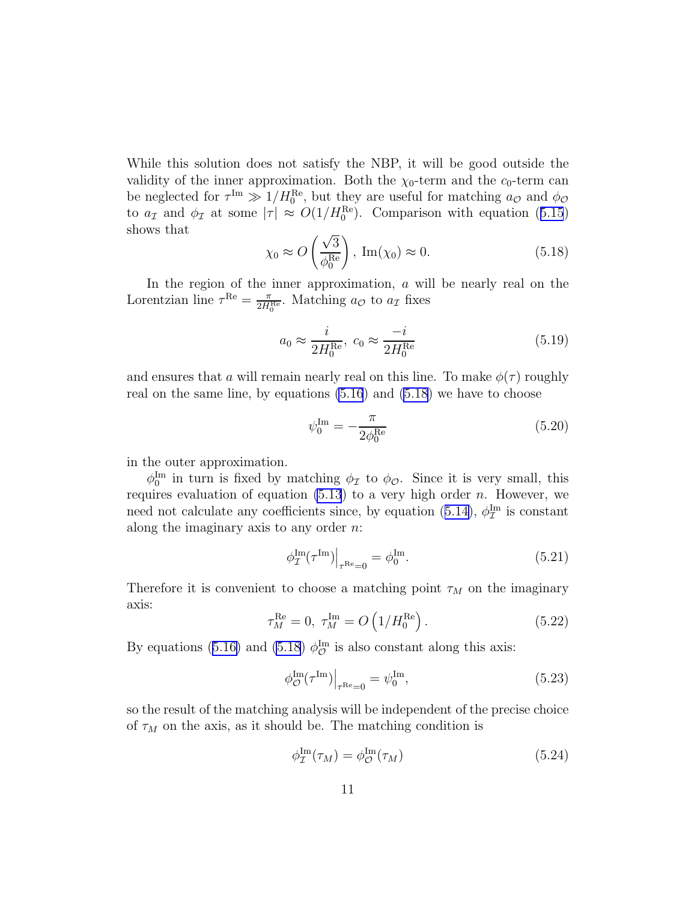While this solution does not satisfy the NBP, it will be good outside the validity of the inner approximation. Both the $\chi_0$-term and the $c_0$-term can be neglected for $\tau^{\rm Im} \gg 1/H_0^{\rm Re}$, but they are useful for matching $a_{\mathcal{O}}$ and $\phi_{\mathcal{O}}$ to $a_{\mathcal{I}}$ and $\phi_{\mathcal{I}}$ at some $|\tau| \approx O(1/H_0^{\rm Re})$. Comparison with equation (5.15) shows that

$$\chi_0 \approx O\left(\frac{\sqrt{3}}{\phi_0^{\rm Re}}\right),\ {\rm Im}(\chi_0) \approx 0. \tag{5.18}$$

In the region of the inner approximation, $a$ will be nearly real on the Lorentzian line $\tau^{\rm Re} = \frac{\pi}{2H_0^{\rm Re}}$. Matching $a_{\mathcal{O}}$ to $a_{\mathcal{I}}$ fixes

$$a_0 \approx \frac{i}{2H_0^{\rm Re}},\ c_0 \approx \frac{-i}{2H_0^{\rm Re}} \tag{5.19}$$

and ensures that $a$ will remain nearly real on this line. To make $\phi(\tau)$ roughly real on the same line, by equations (5.16) and (5.18) we have to choose

$$\psi_0^{\rm Im} = -\frac{\pi}{2\phi_0^{\rm Re}} \tag{5.20}$$

in the outer approximation.

$\phi_0^{\rm Im}$ in turn is fixed by matching $\phi_{\mathcal{I}}$ to $\phi_{\mathcal{O}}$. Since it is very small, this requires evaluation of equation (5.13) to a very high order $n$. However, we need not calculate any coefficients since, by equation (5.14), $\phi_{\mathcal{I}}^{\rm Im}$ is constant along the imaginary axis to any order $n$:

$$\phi_{\mathcal{I}}^{\rm Im}(\tau^{\rm Im})\Big|_{\tau^{\rm Re}=0} = \phi_0^{\rm Im}. \tag{5.21}$$

Therefore it is convenient to choose a matching point $\tau_M$ on the imaginary axis:

$$\tau_M^{\rm Re} = 0,\ \tau_M^{\rm Im} = O\left(1/H_0^{\rm Re}\right). \tag{5.22}$$

By equations (5.16) and (5.18) $\phi_{\mathcal{O}}^{\rm Im}$ is also constant along this axis:

$$\phi_{\mathcal{O}}^{\rm Im}(\tau^{\rm Im})\Big|_{\tau^{\rm Re}=0} = \psi_0^{\rm Im}, \tag{5.23}$$

so the result of the matching analysis will be independent of the precise choice of $\tau_M$ on the axis, as it should be. The matching condition is

$$\phi_{\mathcal{I}}^{\rm Im}(\tau_M) = \phi_{\mathcal{O}}^{\rm Im}(\tau_M) \tag{5.24}$$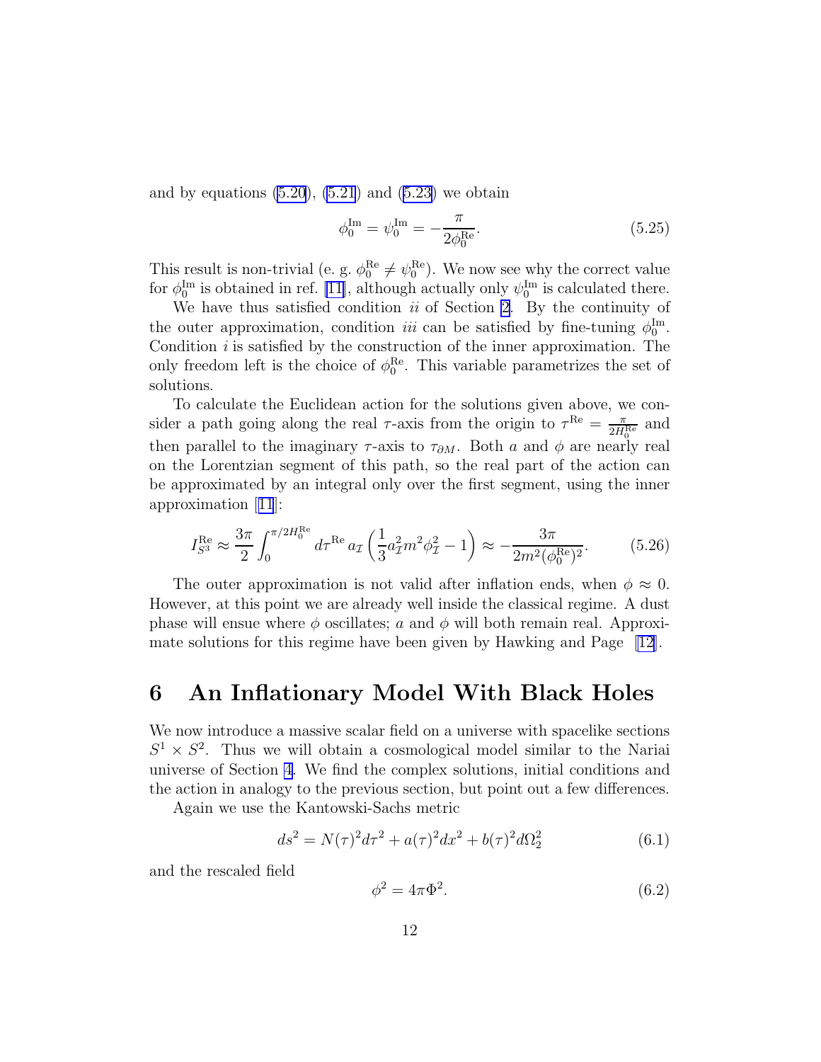and by equations (5.20), (5.21) and (5.23) we obtain

$$\phi_0^{\rm Im} = \psi_0^{\rm Im} = -\frac{\pi}{2\phi_0^{\rm Re}}. \tag{5.25}$$

This result is non-trivial (e. g. $\phi_0^{\rm Re} \neq \psi_0^{\rm Re}$). We now see why the correct value for $\phi_0^{\rm Im}$ is obtained in ref. [11], although actually only $\psi_0^{\rm Im}$ is calculated there.

We have thus satisfied condition *ii* of Section 2. By the continuity of the outer approximation, condition *iii* can be satisfied by fine-tuning $\phi_0^{\rm Im}$. Condition *i* is satisfied by the construction of the inner approximation. The only freedom left is the choice of $\phi_0^{\rm Re}$. This variable parametrizes the set of solutions.

To calculate the Euclidean action for the solutions given above, we consider a path going along the real $\tau$-axis from the origin to $\tau^{\rm Re} = \frac{\pi}{2H_0^{\rm Re}}$ and then parallel to the imaginary $\tau$-axis to $\tau_{\partial M}$. Both $a$ and $\phi$ are nearly real on the Lorentzian segment of this path, so the real part of the action can be approximated by an integral only over the first segment, using the inner approximation [11]:

$$I_{S^3}^{\rm Re} \approx \frac{3\pi}{2} \int_0^{\pi/2H_0^{\rm Re}} d\tau^{\rm Re}\, a_{\mathcal{I}} \left( \frac{1}{3} a_{\mathcal{I}}^2 m^2 \phi_{\mathcal{I}}^2 - 1 \right) \approx -\frac{3\pi}{2m^2 (\phi_0^{\rm Re})^2}. \tag{5.26}$$

The outer approximation is not valid after inflation ends, when $\phi \approx 0$. However, at this point we are already well inside the classical regime. A dust phase will ensue where $\phi$ oscillates; $a$ and $\phi$ will both remain real. Approximate solutions for this regime have been given by Hawking and Page [12].

# 6 An Inflationary Model With Black Holes

We now introduce a massive scalar field on a universe with spacelike sections $S^1 \times S^2$. Thus we will obtain a cosmological model similar to the Nariai universe of Section 4. We find the complex solutions, initial conditions and the action in analogy to the previous section, but point out a few differences.

Again we use the Kantowski-Sachs metric

$$ds^2 = N(\tau)^2 d\tau^2 + a(\tau)^2 dx^2 + b(\tau)^2 d\Omega_2^2 \tag{6.1}$$

and the rescaled field

$$\phi^2 = 4\pi\Phi^2. \tag{6.2}$$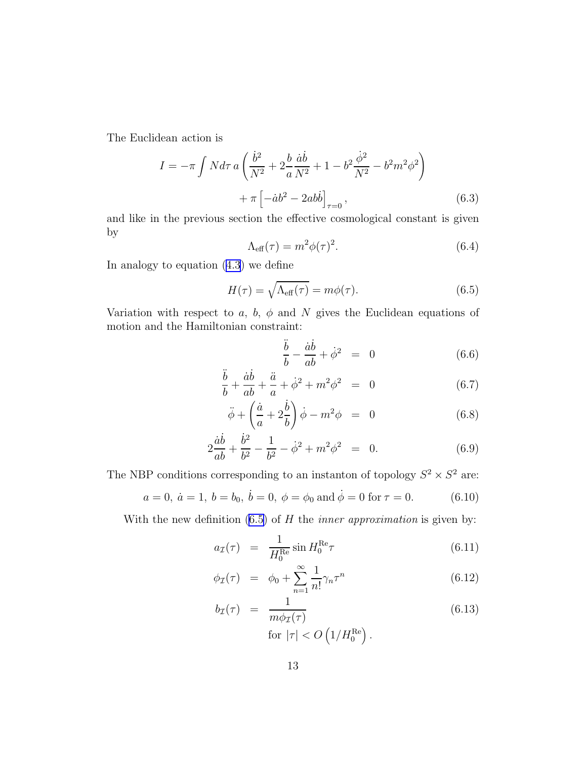The Euclidean action is

$$I = -\pi \int N d\tau \, a \left( \frac{\dot{b}^2}{N^2} + 2\frac{b}{a}\frac{\dot{a}\dot{b}}{N^2} + 1 - b^2 \frac{\dot{\phi}^2}{N^2} - b^2 m^2 \phi^2 \right) + \pi \left[ -\dot{a}b^2 - 2ab\dot{b} \right]_{\tau=0}, \tag{6.3}$$

and like in the previous section the effective cosmological constant is given by

$$\Lambda_{\text{eff}}(\tau) = m^2 \phi(\tau)^2. \tag{6.4}$$

In analogy to equation (4.3) we define

$$H(\tau) = \sqrt{\Lambda_{\text{eff}}(\tau)} = m\phi(\tau). \tag{6.5}$$

Variation with respect to $a$, $b$, $\phi$ and $N$ gives the Euclidean equations of motion and the Hamiltonian constraint:

$$\frac{\ddot{b}}{b} - \frac{\dot{a}\dot{b}}{ab} + \dot{\phi}^2 = 0 \tag{6.6}$$

$$\frac{\ddot{b}}{b} + \frac{\dot{a}\dot{b}}{ab} + \frac{\ddot{a}}{a} + \dot{\phi}^2 + m^2\phi^2 = 0 \tag{6.7}$$

$$\ddot{\phi} + \left( \frac{\dot{a}}{a} + 2\frac{\dot{b}}{b} \right) \dot{\phi} - m^2 \phi = 0 \tag{6.8}$$

$$2\frac{\dot{a}\dot{b}}{ab} + \frac{\dot{b}^2}{b^2} - \frac{1}{b^2} - \dot{\phi}^2 + m^2\phi^2 = 0. \tag{6.9}$$

The NBP conditions corresponding to an instanton of topology $S^2 \times S^2$ are:

$$a = 0, \; \dot{a} = 1, \; b = b_0, \; \dot{b} = 0, \; \phi = \phi_0 \text{ and } \dot{\phi} = 0 \text{ for } \tau = 0. \tag{6.10}$$

With the new definition (6.5) of $H$ the *inner approximation* is given by:

$$a_{\mathcal{I}}(\tau) = \frac{1}{H_0^{\text{Re}}} \sin H_0^{\text{Re}} \tau \tag{6.11}$$

$$\phi_{\mathcal{I}}(\tau) = \phi_0 + \sum_{n=1}^{\infty} \frac{1}{n!} \gamma_n \tau^n \tag{6.12}$$

$$b_{\mathcal{I}}(\tau) = \frac{1}{m\phi_{\mathcal{I}}(\tau)} \tag{6.13}$$

$$\text{for } |\tau| < O\left(1/H_0^{\text{Re}}\right).$$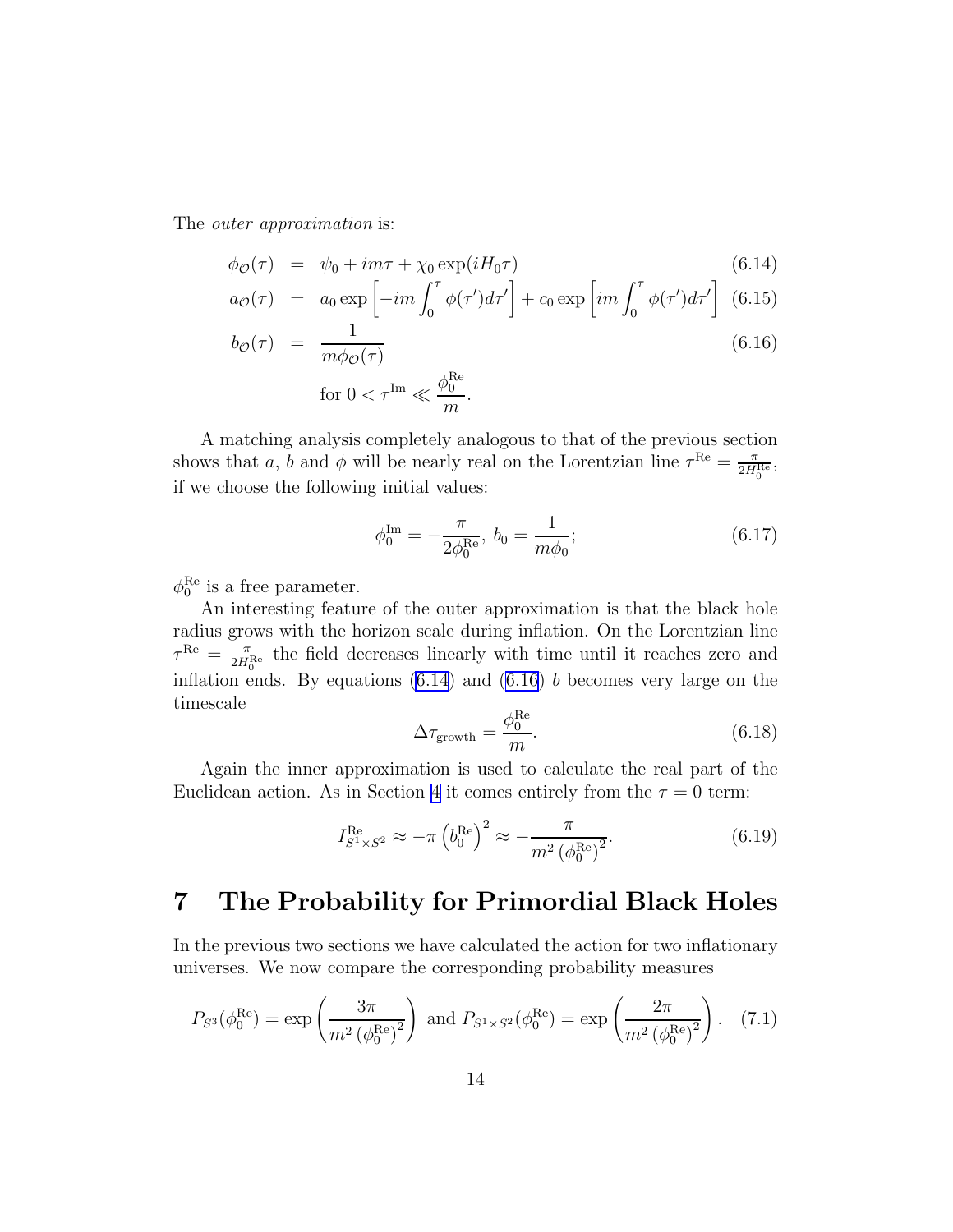The *outer approximation* is:

$$
\begin{aligned}
\phi_{\mathcal{O}}(\tau) &= \psi_0 + im\tau + \chi_0 \exp(iH_0\tau) && (6.14)\\
a_{\mathcal{O}}(\tau) &= a_0 \exp\left[-im\int_0^\tau \phi(\tau')d\tau'\right] + c_0 \exp\left[im\int_0^\tau \phi(\tau')d\tau'\right] && (6.15)\\
b_{\mathcal{O}}(\tau) &= \frac{1}{m\phi_{\mathcal{O}}(\tau)} && (6.16)\\
&\quad \text{for } 0 < \tau^{\text{Im}} \ll \frac{\phi_0^{\text{Re}}}{m}.
\end{aligned}
$$

A matching analysis completely analogous to that of the previous section shows that $a$, $b$ and $\phi$ will be nearly real on the Lorentzian line $\tau^{\text{Re}} = \frac{\pi}{2H_0^{\text{Re}}}$, if we choose the following initial values:

$$
\phi_0^{\text{Im}} = -\frac{\pi}{2\phi_0^{\text{Re}}},\ b_0 = \frac{1}{m\phi_0}; \tag{6.17}
$$

$\phi_0^{\text{Re}}$ is a free parameter.

An interesting feature of the outer approximation is that the black hole radius grows with the horizon scale during inflation. On the Lorentzian line $\tau^{\text{Re}} = \frac{\pi}{2H_0^{\text{Re}}}$ the field decreases linearly with time until it reaches zero and inflation ends. By equations (6.14) and (6.16) $b$ becomes very large on the timescale

$$
\Delta\tau_{\text{growth}} = \frac{\phi_0^{\text{Re}}}{m}. \tag{6.18}
$$

Again the inner approximation is used to calculate the real part of the Euclidean action. As in Section 4 it comes entirely from the $\tau = 0$ term:

$$
I^{\text{Re}}_{S^1\times S^2} \approx -\pi\left(b_0^{\text{Re}}\right)^2 \approx -\frac{\pi}{m^2\left(\phi_0^{\text{Re}}\right)^2}. \tag{6.19}
$$

# 7 The Probability for Primordial Black Holes

In the previous two sections we have calculated the action for two inflationary universes. We now compare the corresponding probability measures

$$
P_{S^3}(\phi_0^{\text{Re}}) = \exp\left(\frac{3\pi}{m^2\left(\phi_0^{\text{Re}}\right)^2}\right) \text{ and } P_{S^1\times S^2}(\phi_0^{\text{Re}}) = \exp\left(\frac{2\pi}{m^2\left(\phi_0^{\text{Re}}\right)^2}\right). \tag{7.1}
$$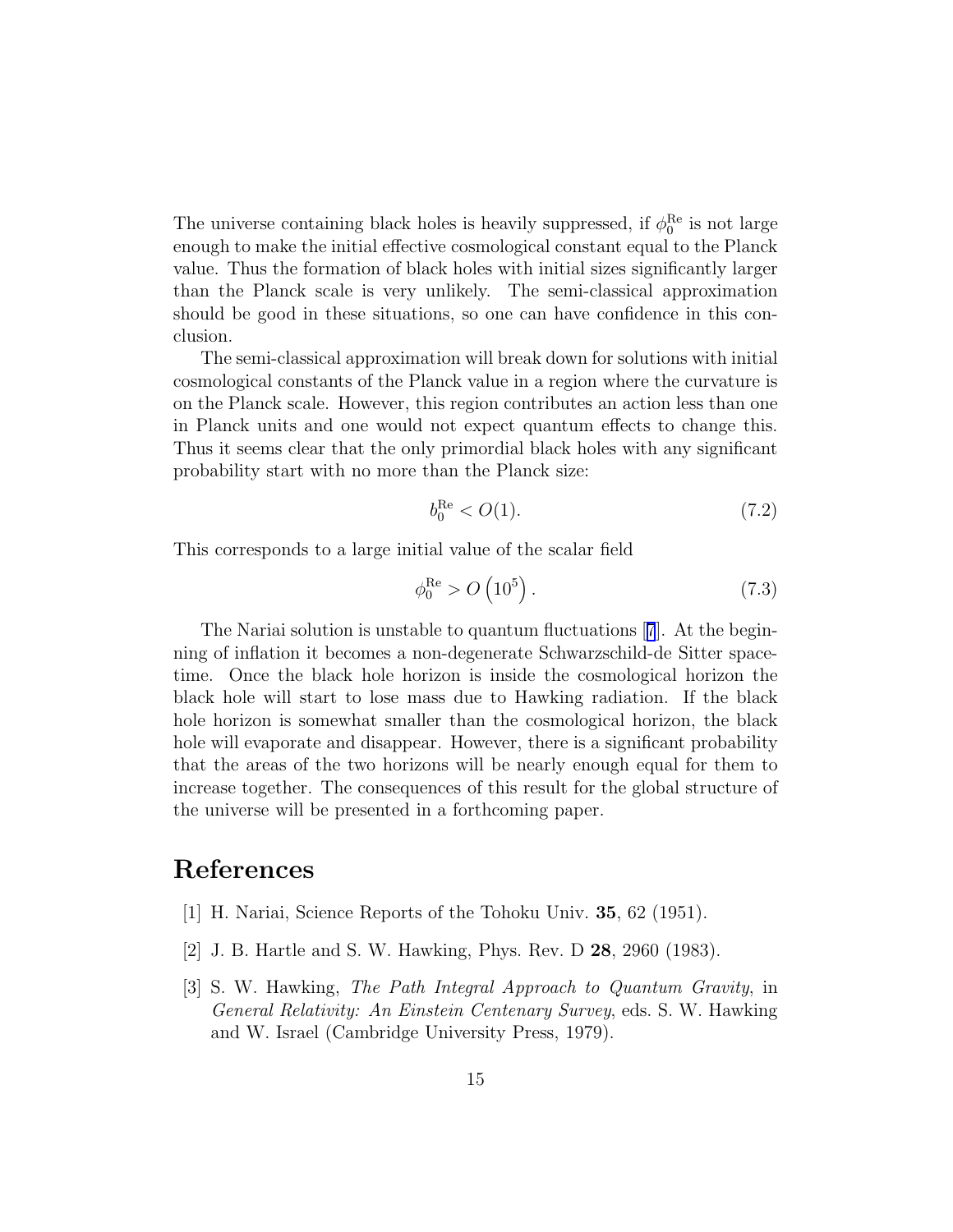The universe containing black holes is heavily suppressed, if $\phi_0^{\mathrm{Re}}$ is not large enough to make the initial effective cosmological constant equal to the Planck value. Thus the formation of black holes with initial sizes significantly larger than the Planck scale is very unlikely. The semi-classical approximation should be good in these situations, so one can have confidence in this conclusion.

The semi-classical approximation will break down for solutions with initial cosmological constants of the Planck value in a region where the curvature is on the Planck scale. However, this region contributes an action less than one in Planck units and one would not expect quantum effects to change this. Thus it seems clear that the only primordial black holes with any significant probability start with no more than the Planck size:

$$b_0^{\mathrm{Re}} < O(1). \tag{7.2}$$

This corresponds to a large initial value of the scalar field

$$\phi_0^{\mathrm{Re}} > O\left(10^5\right). \tag{7.3}$$

The Nariai solution is unstable to quantum fluctuations [7]. At the beginning of inflation it becomes a non-degenerate Schwarzschild-de Sitter spacetime. Once the black hole horizon is inside the cosmological horizon the black hole will start to lose mass due to Hawking radiation. If the black hole horizon is somewhat smaller than the cosmological horizon, the black hole will evaporate and disappear. However, there is a significant probability that the areas of the two horizons will be nearly enough equal for them to increase together. The consequences of this result for the global structure of the universe will be presented in a forthcoming paper.

# References

[1] H. Nariai, Science Reports of the Tohoku Univ. **35**, 62 (1951).

[2] J. B. Hartle and S. W. Hawking, Phys. Rev. D **28**, 2960 (1983).

[3] S. W. Hawking, *The Path Integral Approach to Quantum Gravity*, in *General Relativity: An Einstein Centenary Survey*, eds. S. W. Hawking and W. Israel (Cambridge University Press, 1979).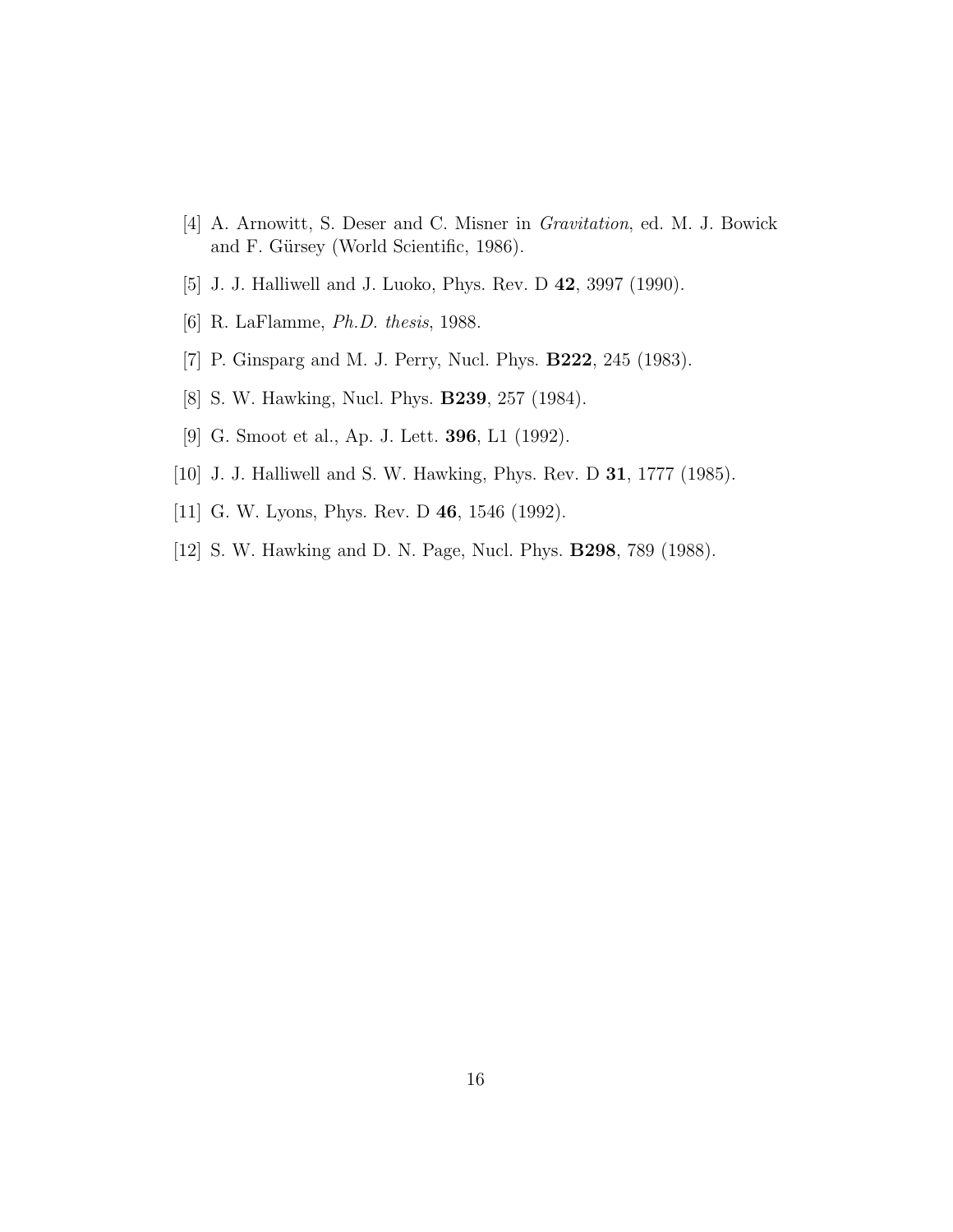[4] A. Arnowitt, S. Deser and C. Misner in *Gravitation*, ed. M. J. Bowick and F. Gürsey (World Scientific, 1986).

[5] J. J. Halliwell and J. Luoko, Phys. Rev. D **42**, 3997 (1990).

[6] R. LaFlamme, *Ph.D. thesis*, 1988.

[7] P. Ginsparg and M. J. Perry, Nucl. Phys. **B222**, 245 (1983).

[8] S. W. Hawking, Nucl. Phys. **B239**, 257 (1984).

[9] G. Smoot et al., Ap. J. Lett. **396**, L1 (1992).

[10] J. J. Halliwell and S. W. Hawking, Phys. Rev. D **31**, 1777 (1985).

[11] G. W. Lyons, Phys. Rev. D **46**, 1546 (1992).

[12] S. W. Hawking and D. N. Page, Nucl. Phys. **B298**, 789 (1988).